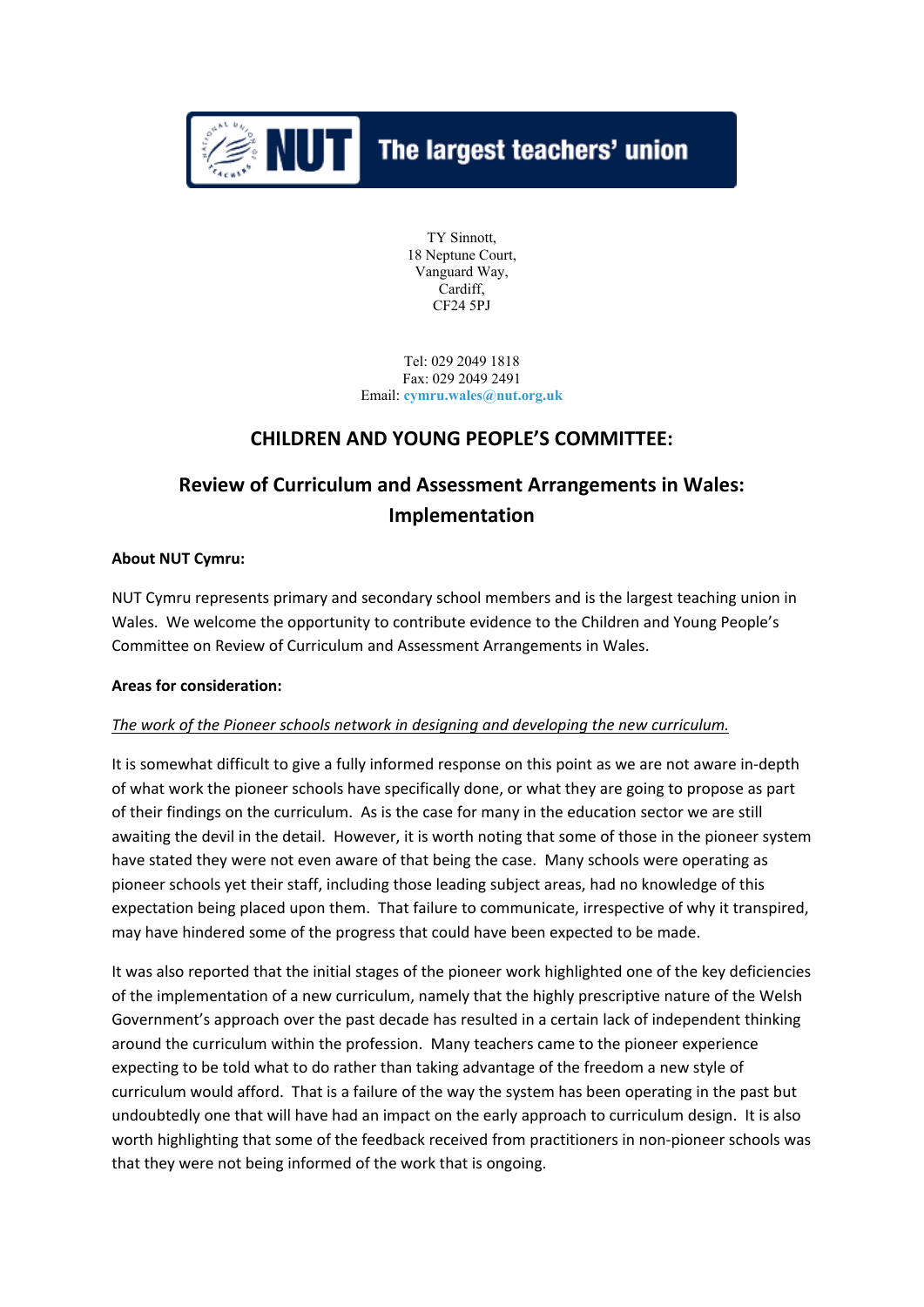The largest teachers' union

TY Sinnott,
18 Neptune Court,
Vanguard Way,
Cardiff,
CF24 5PJ

Tel: 029 2049 1818
Fax: 029 2049 2491
Email: cymru.wales@nut.org.uk

## CHILDREN AND YOUNG PEOPLE'S COMMITTEE:

## Review of Curriculum and Assessment Arrangements in Wales: Implementation

**About NUT Cymru:**

NUT Cymru represents primary and secondary school members and is the largest teaching union in Wales. We welcome the opportunity to contribute evidence to the Children and Young People's Committee on Review of Curriculum and Assessment Arrangements in Wales.

**Areas for consideration:**

*The work of the Pioneer schools network in designing and developing the new curriculum.*

It is somewhat difficult to give a fully informed response on this point as we are not aware in-depth of what work the pioneer schools have specifically done, or what they are going to propose as part of their findings on the curriculum. As is the case for many in the education sector we are still awaiting the devil in the detail. However, it is worth noting that some of those in the pioneer system have stated they were not even aware of that being the case. Many schools were operating as pioneer schools yet their staff, including those leading subject areas, had no knowledge of this expectation being placed upon them. That failure to communicate, irrespective of why it transpired, may have hindered some of the progress that could have been expected to be made.

It was also reported that the initial stages of the pioneer work highlighted one of the key deficiencies of the implementation of a new curriculum, namely that the highly prescriptive nature of the Welsh Government's approach over the past decade has resulted in a certain lack of independent thinking around the curriculum within the profession. Many teachers came to the pioneer experience expecting to be told what to do rather than taking advantage of the freedom a new style of curriculum would afford. That is a failure of the way the system has been operating in the past but undoubtedly one that will have had an impact on the early approach to curriculum design. It is also worth highlighting that some of the feedback received from practitioners in non-pioneer schools was that they were not being informed of the work that is ongoing.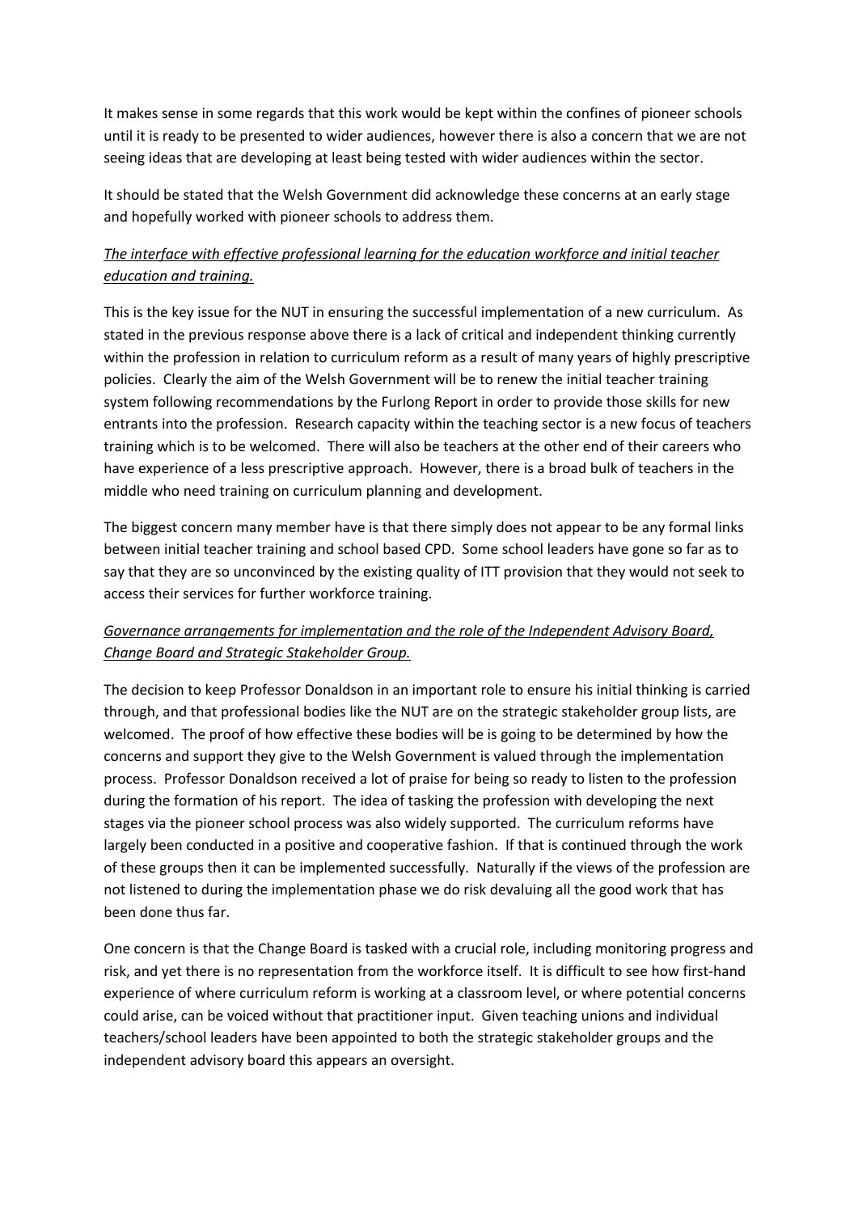It makes sense in some regards that this work would be kept within the confines of pioneer schools until it is ready to be presented to wider audiences, however there is also a concern that we are not seeing ideas that are developing at least being tested with wider audiences within the sector.

It should be stated that the Welsh Government did acknowledge these concerns at an early stage and hopefully worked with pioneer schools to address them.

*The interface with effective professional learning for the education workforce and initial teacher education and training.*

This is the key issue for the NUT in ensuring the successful implementation of a new curriculum. As stated in the previous response above there is a lack of critical and independent thinking currently within the profession in relation to curriculum reform as a result of many years of highly prescriptive policies. Clearly the aim of the Welsh Government will be to renew the initial teacher training system following recommendations by the Furlong Report in order to provide those skills for new entrants into the profession. Research capacity within the teaching sector is a new focus of teachers training which is to be welcomed. There will also be teachers at the other end of their careers who have experience of a less prescriptive approach. However, there is a broad bulk of teachers in the middle who need training on curriculum planning and development.

The biggest concern many member have is that there simply does not appear to be any formal links between initial teacher training and school based CPD. Some school leaders have gone so far as to say that they are so unconvinced by the existing quality of ITT provision that they would not seek to access their services for further workforce training.

*Governance arrangements for implementation and the role of the Independent Advisory Board, Change Board and Strategic Stakeholder Group.*

The decision to keep Professor Donaldson in an important role to ensure his initial thinking is carried through, and that professional bodies like the NUT are on the strategic stakeholder group lists, are welcomed. The proof of how effective these bodies will be is going to be determined by how the concerns and support they give to the Welsh Government is valued through the implementation process. Professor Donaldson received a lot of praise for being so ready to listen to the profession during the formation of his report. The idea of tasking the profession with developing the next stages via the pioneer school process was also widely supported. The curriculum reforms have largely been conducted in a positive and cooperative fashion. If that is continued through the work of these groups then it can be implemented successfully. Naturally if the views of the profession are not listened to during the implementation phase we do risk devaluing all the good work that has been done thus far.

One concern is that the Change Board is tasked with a crucial role, including monitoring progress and risk, and yet there is no representation from the workforce itself. It is difficult to see how first-hand experience of where curriculum reform is working at a classroom level, or where potential concerns could arise, can be voiced without that practitioner input. Given teaching unions and individual teachers/school leaders have been appointed to both the strategic stakeholder groups and the independent advisory board this appears an oversight.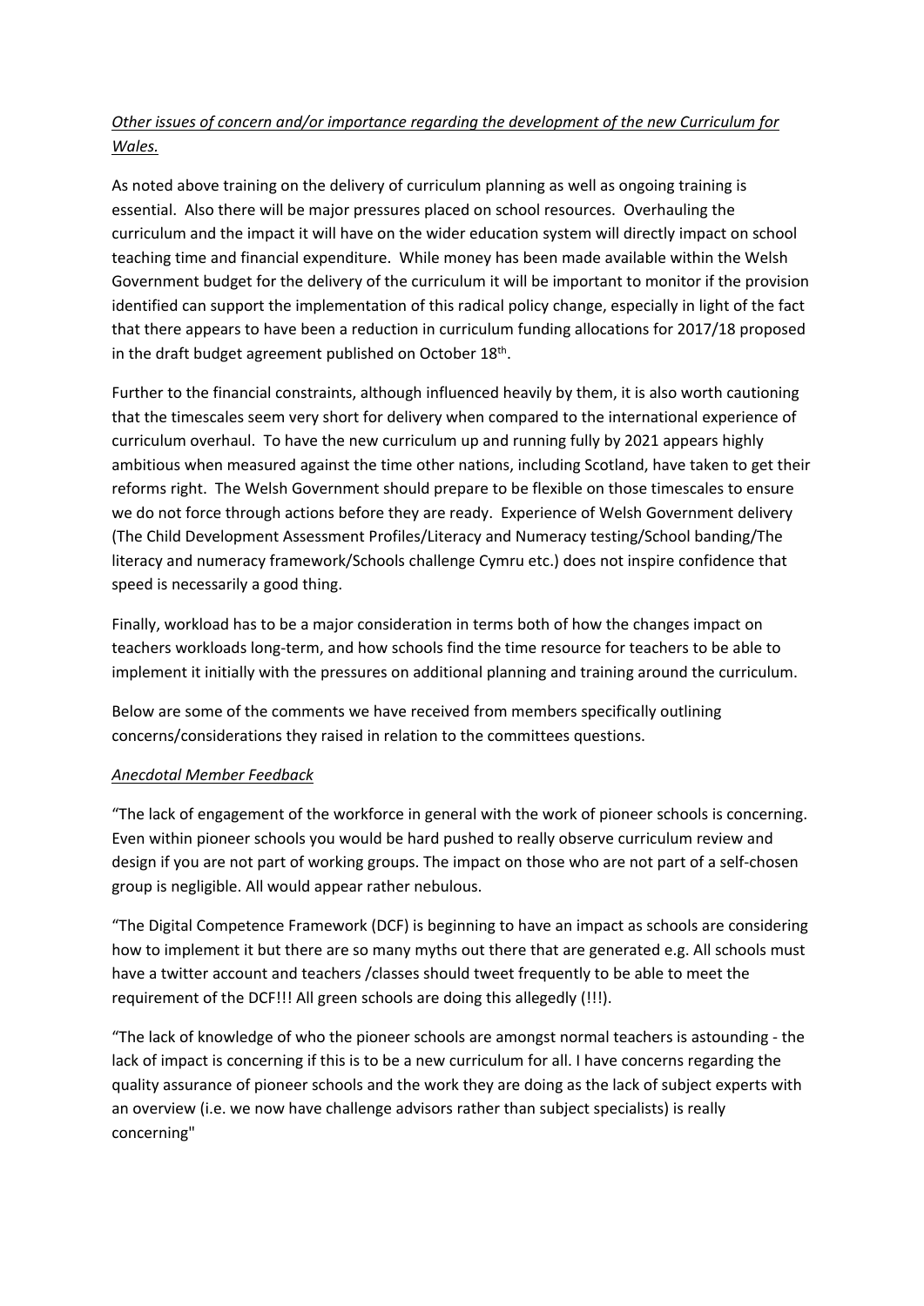*Other issues of concern and/or importance regarding the development of the new Curriculum for Wales.*

As noted above training on the delivery of curriculum planning as well as ongoing training is essential. Also there will be major pressures placed on school resources. Overhauling the curriculum and the impact it will have on the wider education system will directly impact on school teaching time and financial expenditure. While money has been made available within the Welsh Government budget for the delivery of the curriculum it will be important to monitor if the provision identified can support the implementation of this radical policy change, especially in light of the fact that there appears to have been a reduction in curriculum funding allocations for 2017/18 proposed in the draft budget agreement published on October 18th.

Further to the financial constraints, although influenced heavily by them, it is also worth cautioning that the timescales seem very short for delivery when compared to the international experience of curriculum overhaul. To have the new curriculum up and running fully by 2021 appears highly ambitious when measured against the time other nations, including Scotland, have taken to get their reforms right. The Welsh Government should prepare to be flexible on those timescales to ensure we do not force through actions before they are ready. Experience of Welsh Government delivery (The Child Development Assessment Profiles/Literacy and Numeracy testing/School banding/The literacy and numeracy framework/Schools challenge Cymru etc.) does not inspire confidence that speed is necessarily a good thing.

Finally, workload has to be a major consideration in terms both of how the changes impact on teachers workloads long-term, and how schools find the time resource for teachers to be able to implement it initially with the pressures on additional planning and training around the curriculum.

Below are some of the comments we have received from members specifically outlining concerns/considerations they raised in relation to the committees questions.

*Anecdotal Member Feedback*

"The lack of engagement of the workforce in general with the work of pioneer schools is concerning. Even within pioneer schools you would be hard pushed to really observe curriculum review and design if you are not part of working groups. The impact on those who are not part of a self-chosen group is negligible. All would appear rather nebulous.

"The Digital Competence Framework (DCF) is beginning to have an impact as schools are considering how to implement it but there are so many myths out there that are generated e.g. All schools must have a twitter account and teachers /classes should tweet frequently to be able to meet the requirement of the DCF!!! All green schools are doing this allegedly (!!!).

"The lack of knowledge of who the pioneer schools are amongst normal teachers is astounding - the lack of impact is concerning if this is to be a new curriculum for all. I have concerns regarding the quality assurance of pioneer schools and the work they are doing as the lack of subject experts with an overview (i.e. we now have challenge advisors rather than subject specialists) is really concerning"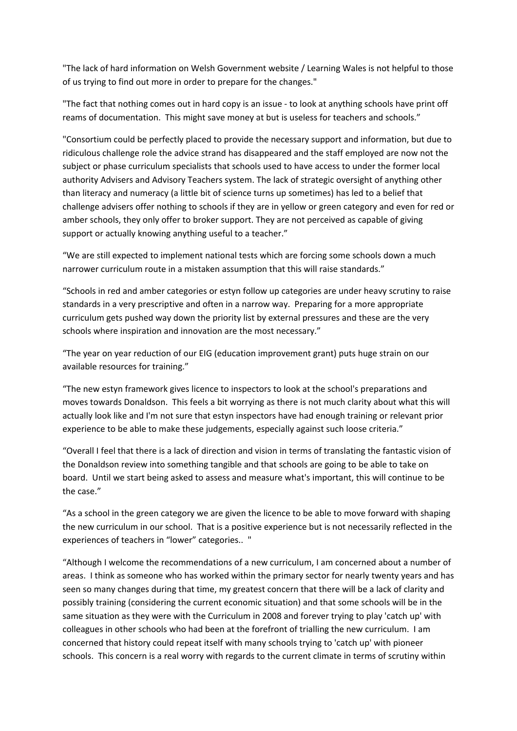"The lack of hard information on Welsh Government website / Learning Wales is not helpful to those of us trying to find out more in order to prepare for the changes."

"The fact that nothing comes out in hard copy is an issue - to look at anything schools have print off reams of documentation. This might save money at but is useless for teachers and schools."

"Consortium could be perfectly placed to provide the necessary support and information, but due to ridiculous challenge role the advice strand has disappeared and the staff employed are now not the subject or phase curriculum specialists that schools used to have access to under the former local authority Advisers and Advisory Teachers system. The lack of strategic oversight of anything other than literacy and numeracy (a little bit of science turns up sometimes) has led to a belief that challenge advisers offer nothing to schools if they are in yellow or green category and even for red or amber schools, they only offer to broker support. They are not perceived as capable of giving support or actually knowing anything useful to a teacher."

"We are still expected to implement national tests which are forcing some schools down a much narrower curriculum route in a mistaken assumption that this will raise standards."

"Schools in red and amber categories or estyn follow up categories are under heavy scrutiny to raise standards in a very prescriptive and often in a narrow way. Preparing for a more appropriate curriculum gets pushed way down the priority list by external pressures and these are the very schools where inspiration and innovation are the most necessary."

"The year on year reduction of our EIG (education improvement grant) puts huge strain on our available resources for training."

"The new estyn framework gives licence to inspectors to look at the school's preparations and moves towards Donaldson. This feels a bit worrying as there is not much clarity about what this will actually look like and I'm not sure that estyn inspectors have had enough training or relevant prior experience to be able to make these judgements, especially against such loose criteria."

"Overall I feel that there is a lack of direction and vision in terms of translating the fantastic vision of the Donaldson review into something tangible and that schools are going to be able to take on board. Until we start being asked to assess and measure what's important, this will continue to be the case."

"As a school in the green category we are given the licence to be able to move forward with shaping the new curriculum in our school. That is a positive experience but is not necessarily reflected in the experiences of teachers in "lower" categories.. "

"Although I welcome the recommendations of a new curriculum, I am concerned about a number of areas. I think as someone who has worked within the primary sector for nearly twenty years and has seen so many changes during that time, my greatest concern that there will be a lack of clarity and possibly training (considering the current economic situation) and that some schools will be in the same situation as they were with the Curriculum in 2008 and forever trying to play 'catch up' with colleagues in other schools who had been at the forefront of trialling the new curriculum. I am concerned that history could repeat itself with many schools trying to 'catch up' with pioneer schools. This concern is a real worry with regards to the current climate in terms of scrutiny within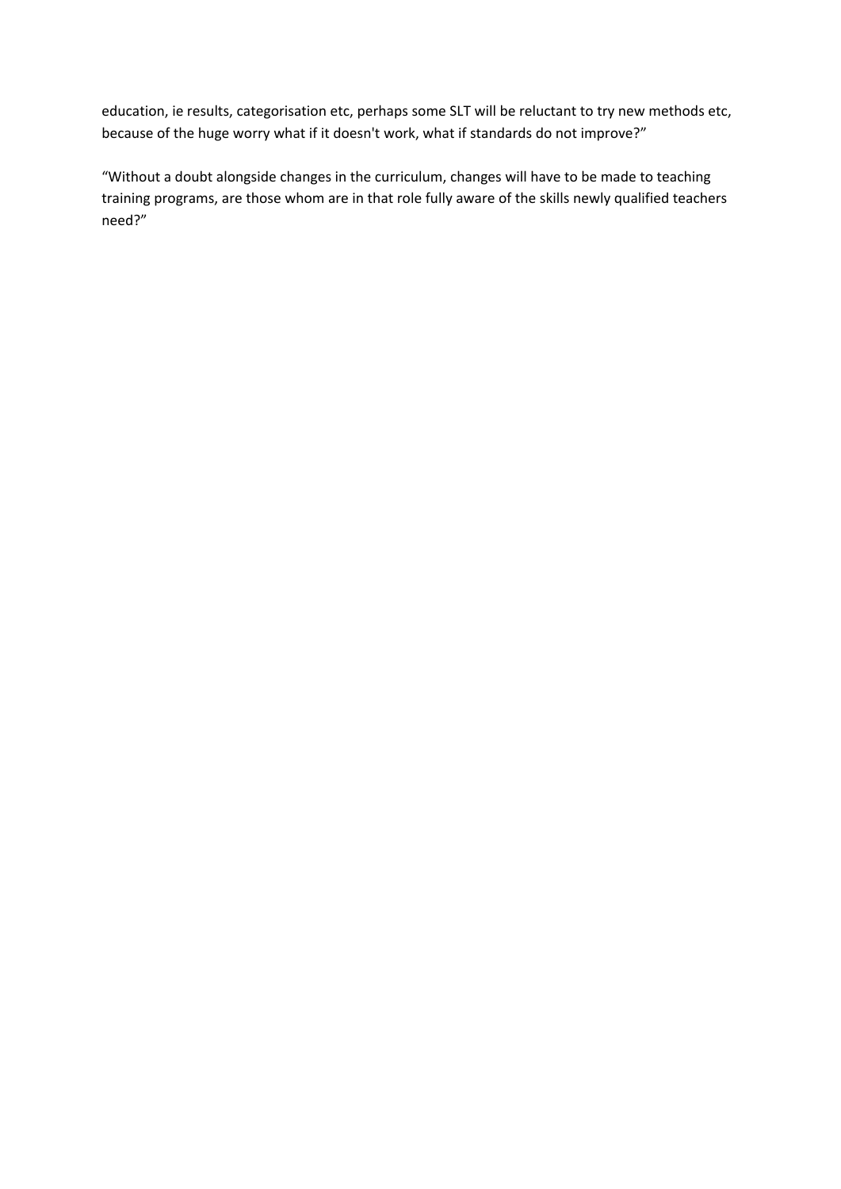education, ie results, categorisation etc, perhaps some SLT will be reluctant to try new methods etc, because of the huge worry what if it doesn't work, what if standards do not improve?"

"Without a doubt alongside changes in the curriculum, changes will have to be made to teaching training programs, are those whom are in that role fully aware of the skills newly qualified teachers need?"